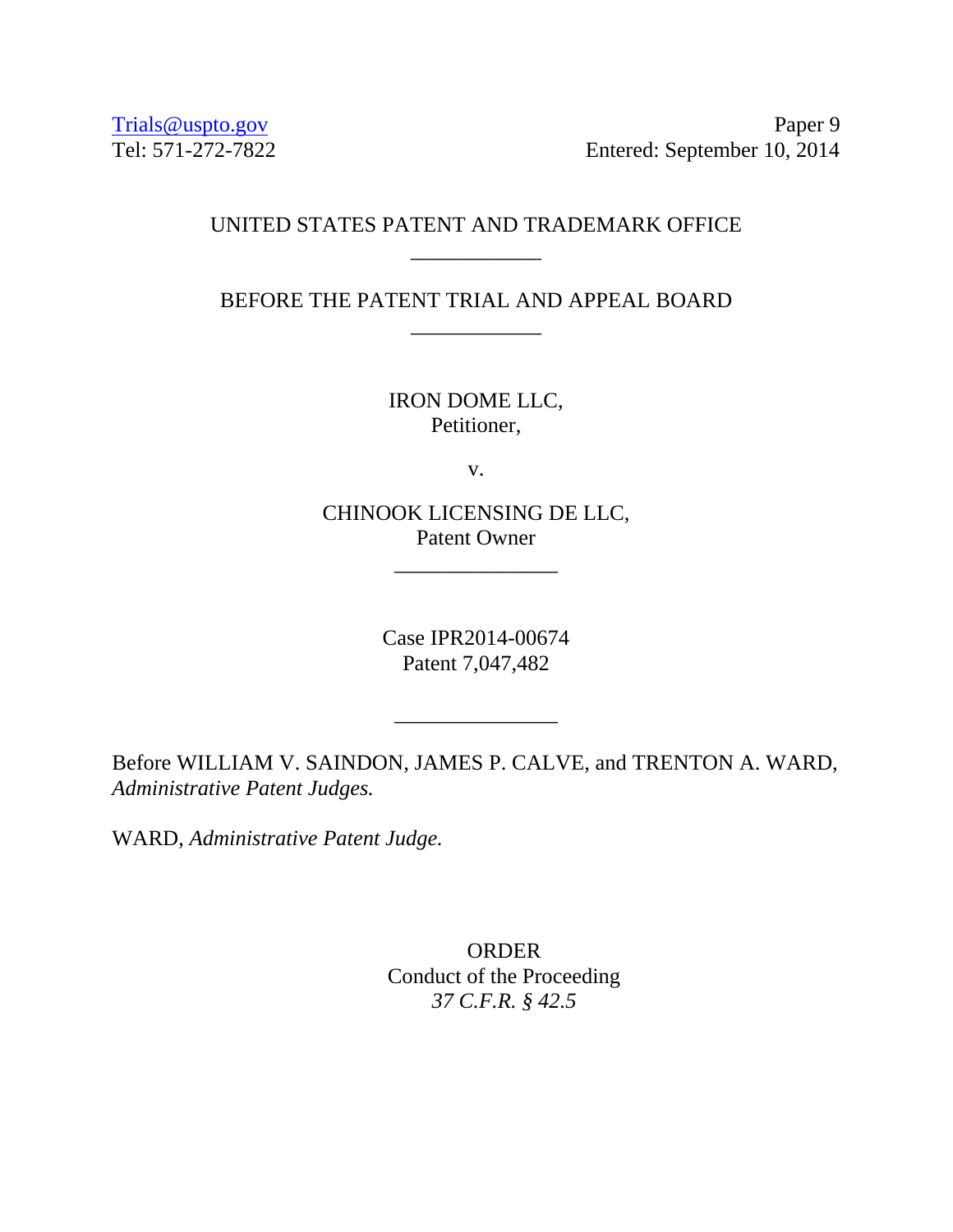Trials@uspto.gov
Tel: 571-272-7822

Paper 9
Entered: September 10, 2014

UNITED STATES PATENT AND TRADEMARK OFFICE

---

BEFORE THE PATENT TRIAL AND APPEAL BOARD

---

IRON DOME LLC,
Petitioner,

v.

CHINOOK LICENSING DE LLC,
Patent Owner

---

Case IPR2014-00674
Patent 7,047,482

---

Before WILLIAM V. SAINDON, JAMES P. CALVE, and TRENTON A. WARD, *Administrative Patent Judges.*

WARD, *Administrative Patent Judge.*

ORDER
Conduct of the Proceeding
*37 C.F.R. § 42.5*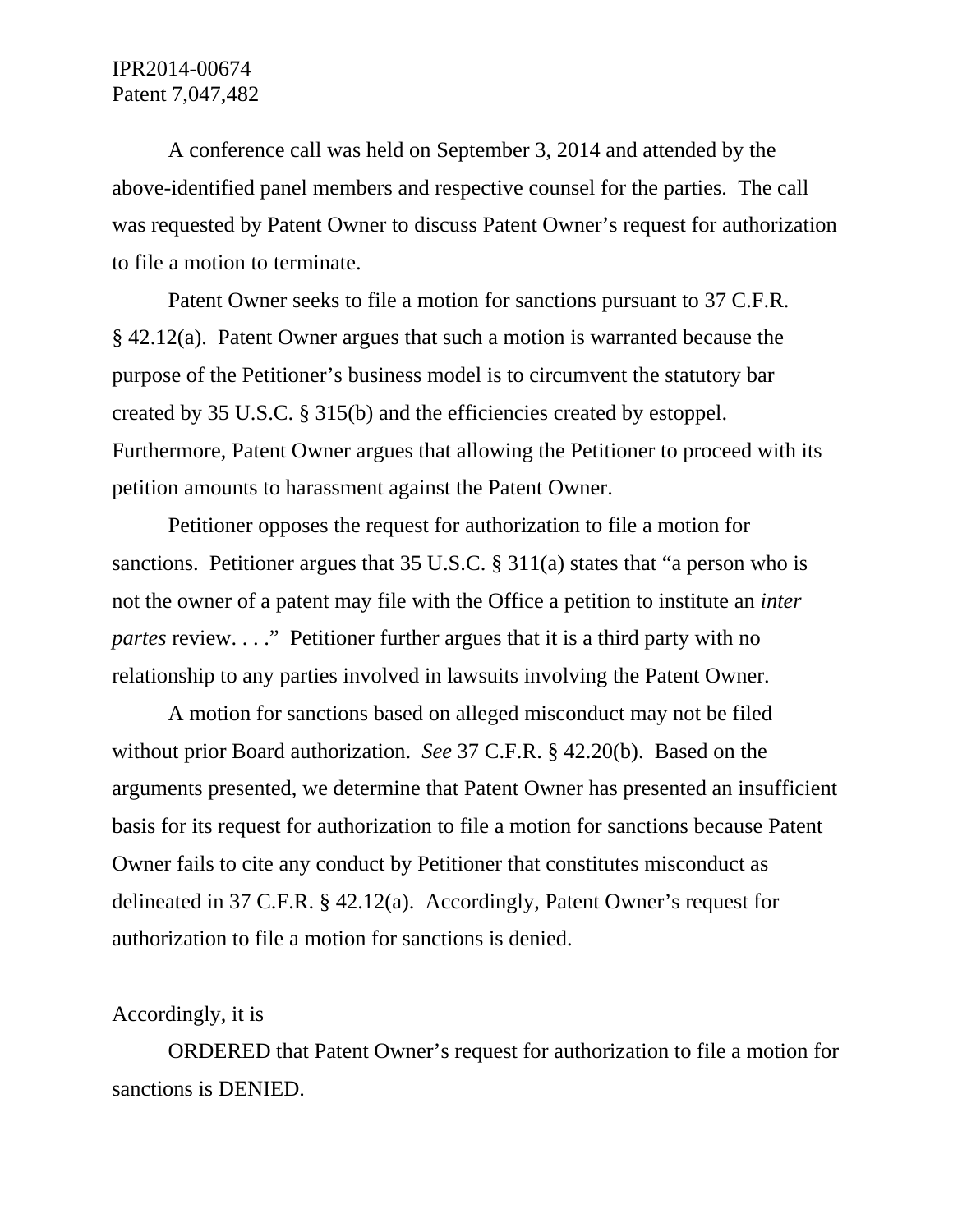A conference call was held on September 3, 2014 and attended by the above-identified panel members and respective counsel for the parties. The call was requested by Patent Owner to discuss Patent Owner's request for authorization to file a motion to terminate.

Patent Owner seeks to file a motion for sanctions pursuant to 37 C.F.R. § 42.12(a). Patent Owner argues that such a motion is warranted because the purpose of the Petitioner's business model is to circumvent the statutory bar created by 35 U.S.C. § 315(b) and the efficiencies created by estoppel. Furthermore, Patent Owner argues that allowing the Petitioner to proceed with its petition amounts to harassment against the Patent Owner.

Petitioner opposes the request for authorization to file a motion for sanctions. Petitioner argues that 35 U.S.C. § 311(a) states that "a person who is not the owner of a patent may file with the Office a petition to institute an *inter partes* review. . . ." Petitioner further argues that it is a third party with no relationship to any parties involved in lawsuits involving the Patent Owner.

A motion for sanctions based on alleged misconduct may not be filed without prior Board authorization. *See* 37 C.F.R. § 42.20(b). Based on the arguments presented, we determine that Patent Owner has presented an insufficient basis for its request for authorization to file a motion for sanctions because Patent Owner fails to cite any conduct by Petitioner that constitutes misconduct as delineated in 37 C.F.R. § 42.12(a). Accordingly, Patent Owner's request for authorization to file a motion for sanctions is denied.

Accordingly, it is

ORDERED that Patent Owner's request for authorization to file a motion for sanctions is DENIED.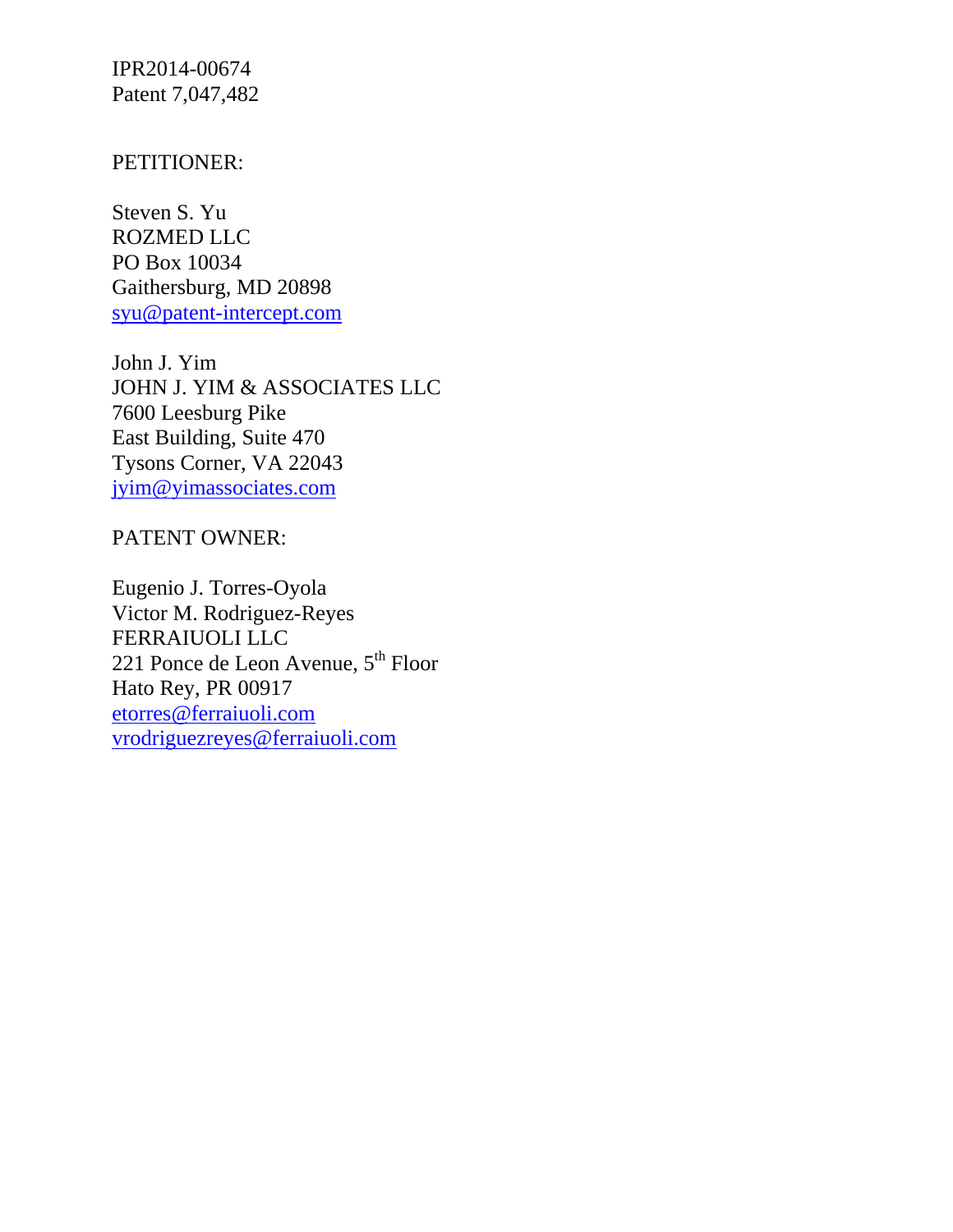IPR2014-00674
Patent 7,047,482

PETITIONER:

Steven S. Yu
ROZMED LLC
PO Box 10034
Gaithersburg, MD 20898
syu@patent-intercept.com

John J. Yim
JOHN J. YIM & ASSOCIATES LLC
7600 Leesburg Pike
East Building, Suite 470
Tysons Corner, VA 22043
jyim@yimassociates.com

PATENT OWNER:

Eugenio J. Torres-Oyola
Victor M. Rodriguez-Reyes
FERRAIUOLI LLC
221 Ponce de Leon Avenue, 5th Floor
Hato Rey, PR 00917
etorres@ferraiuoli.com
vrodriguezreyes@ferraiuoli.com